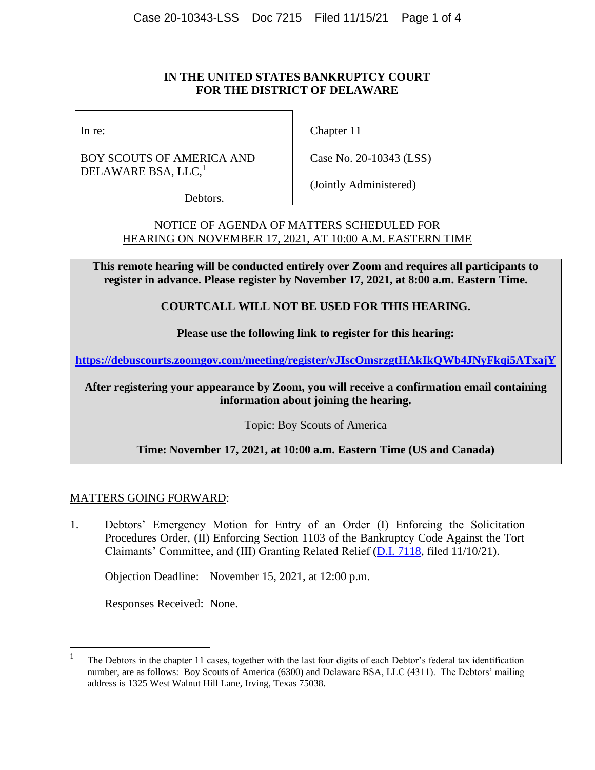**IN THE UNITED STATES BANKRUPTCY COURT**
**FOR THE DISTRICT OF DELAWARE**

| | |
|---|---|
| In re:<br><br>BOY SCOUTS OF AMERICA AND DELAWARE BSA, LLC,[1]<br><br>Debtors. | Chapter 11<br><br>Case No. 20-10343 (LSS)<br><br>(Jointly Administered) |

NOTICE OF AGENDA OF MATTERS SCHEDULED FOR
HEARING ON NOVEMBER 17, 2021, AT 10:00 A.M. EASTERN TIME

**This remote hearing will be conducted entirely over Zoom and requires all participants to register in advance. Please register by November 17, 2021, at 8:00 a.m. Eastern Time.**

**COURTCALL WILL NOT BE USED FOR THIS HEARING.**

**Please use the following link to register for this hearing:**

**https://debuscourts.zoomgov.com/meeting/register/vJIscOmsrzgtHAkIkQWb4JNyFkqi5ATxajY**

**After registering your appearance by Zoom, you will receive a confirmation email containing information about joining the hearing.**

Topic: Boy Scouts of America

**Time: November 17, 2021, at 10:00 a.m. Eastern Time (US and Canada)**

MATTERS GOING FORWARD:

1. Debtors' Emergency Motion for Entry of an Order (I) Enforcing the Solicitation Procedures Order, (II) Enforcing Section 1103 of the Bankruptcy Code Against the Tort Claimants' Committee, and (III) Granting Related Relief (D.I. 7118, filed 11/10/21).

   Objection Deadline: November 15, 2021, at 12:00 p.m.

   Responses Received: None.

---

[1] The Debtors in the chapter 11 cases, together with the last four digits of each Debtor's federal tax identification number, are as follows: Boy Scouts of America (6300) and Delaware BSA, LLC (4311). The Debtors' mailing address is 1325 West Walnut Hill Lane, Irving, Texas 75038.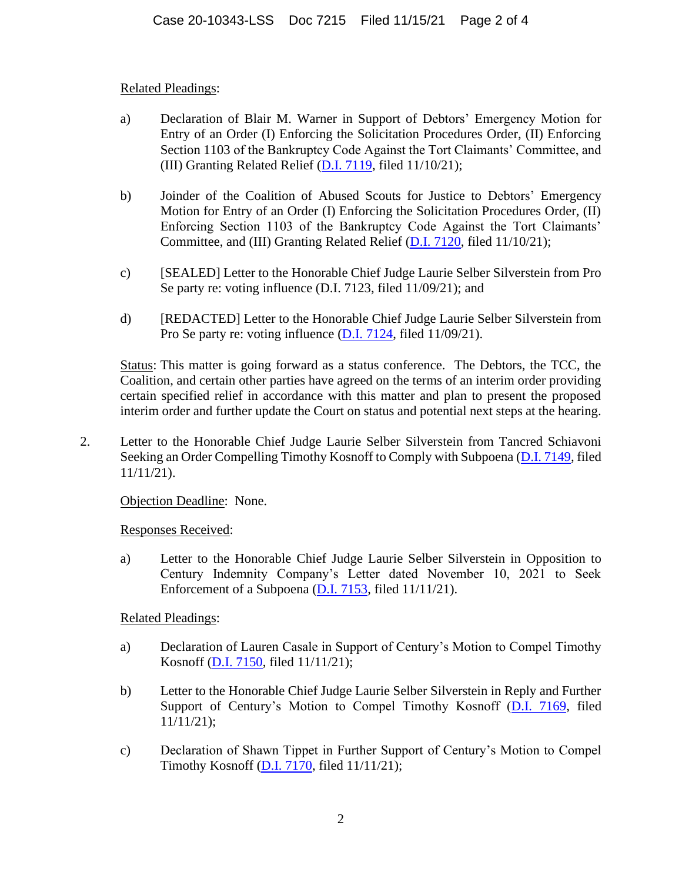Related Pleadings:

a) Declaration of Blair M. Warner in Support of Debtors' Emergency Motion for Entry of an Order (I) Enforcing the Solicitation Procedures Order, (II) Enforcing Section 1103 of the Bankruptcy Code Against the Tort Claimants' Committee, and (III) Granting Related Relief (D.I. 7119, filed 11/10/21);

b) Joinder of the Coalition of Abused Scouts for Justice to Debtors' Emergency Motion for Entry of an Order (I) Enforcing the Solicitation Procedures Order, (II) Enforcing Section 1103 of the Bankruptcy Code Against the Tort Claimants' Committee, and (III) Granting Related Relief (D.I. 7120, filed 11/10/21);

c) [SEALED] Letter to the Honorable Chief Judge Laurie Selber Silverstein from Pro Se party re: voting influence (D.I. 7123, filed 11/09/21); and

d) [REDACTED] Letter to the Honorable Chief Judge Laurie Selber Silverstein from Pro Se party re: voting influence (D.I. 7124, filed 11/09/21).

Status: This matter is going forward as a status conference. The Debtors, the TCC, the Coalition, and certain other parties have agreed on the terms of an interim order providing certain specified relief in accordance with this matter and plan to present the proposed interim order and further update the Court on status and potential next steps at the hearing.

2. Letter to the Honorable Chief Judge Laurie Selber Silverstein from Tancred Schiavoni Seeking an Order Compelling Timothy Kosnoff to Comply with Subpoena (D.I. 7149, filed 11/11/21).

Objection Deadline: None.

Responses Received:

a) Letter to the Honorable Chief Judge Laurie Selber Silverstein in Opposition to Century Indemnity Company's Letter dated November 10, 2021 to Seek Enforcement of a Subpoena (D.I. 7153, filed 11/11/21).

Related Pleadings:

a) Declaration of Lauren Casale in Support of Century's Motion to Compel Timothy Kosnoff (D.I. 7150, filed 11/11/21);

b) Letter to the Honorable Chief Judge Laurie Selber Silverstein in Reply and Further Support of Century's Motion to Compel Timothy Kosnoff (D.I. 7169, filed 11/11/21);

c) Declaration of Shawn Tippet in Further Support of Century's Motion to Compel Timothy Kosnoff (D.I. 7170, filed 11/11/21);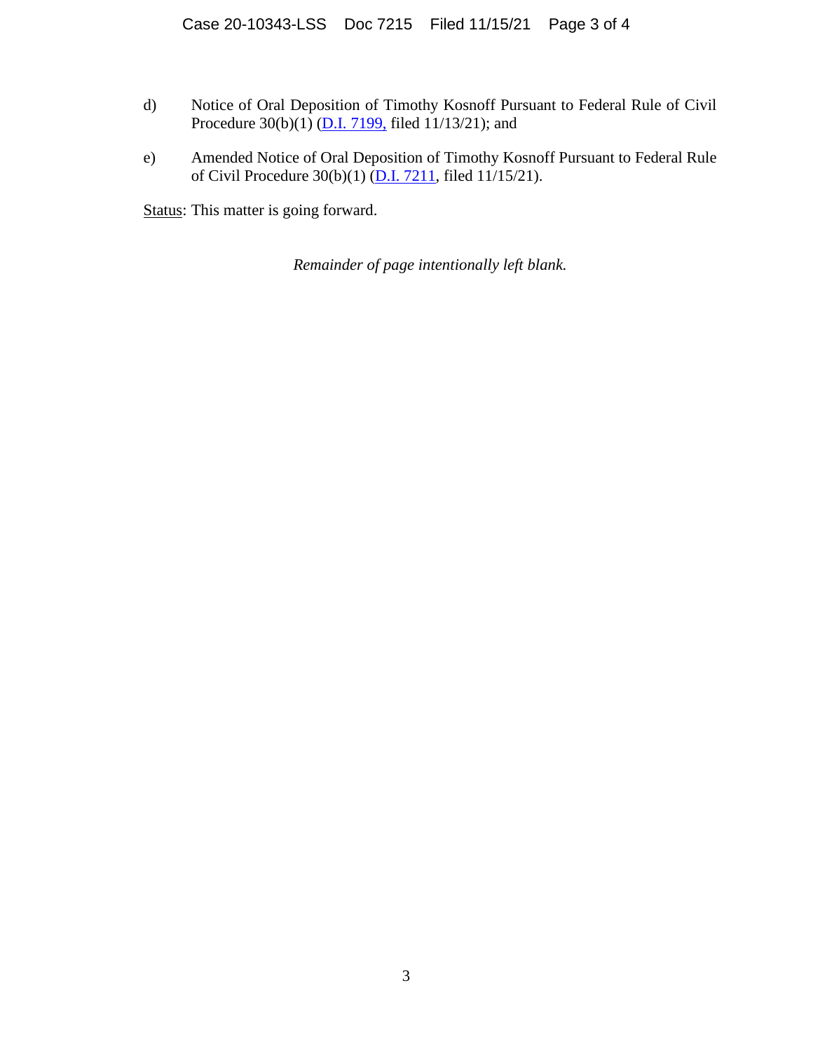d) Notice of Oral Deposition of Timothy Kosnoff Pursuant to Federal Rule of Civil Procedure 30(b)(1) (D.I. 7199, filed 11/13/21); and

e) Amended Notice of Oral Deposition of Timothy Kosnoff Pursuant to Federal Rule of Civil Procedure 30(b)(1) (D.I. 7211, filed 11/15/21).

Status: This matter is going forward.

*Remainder of page intentionally left blank.*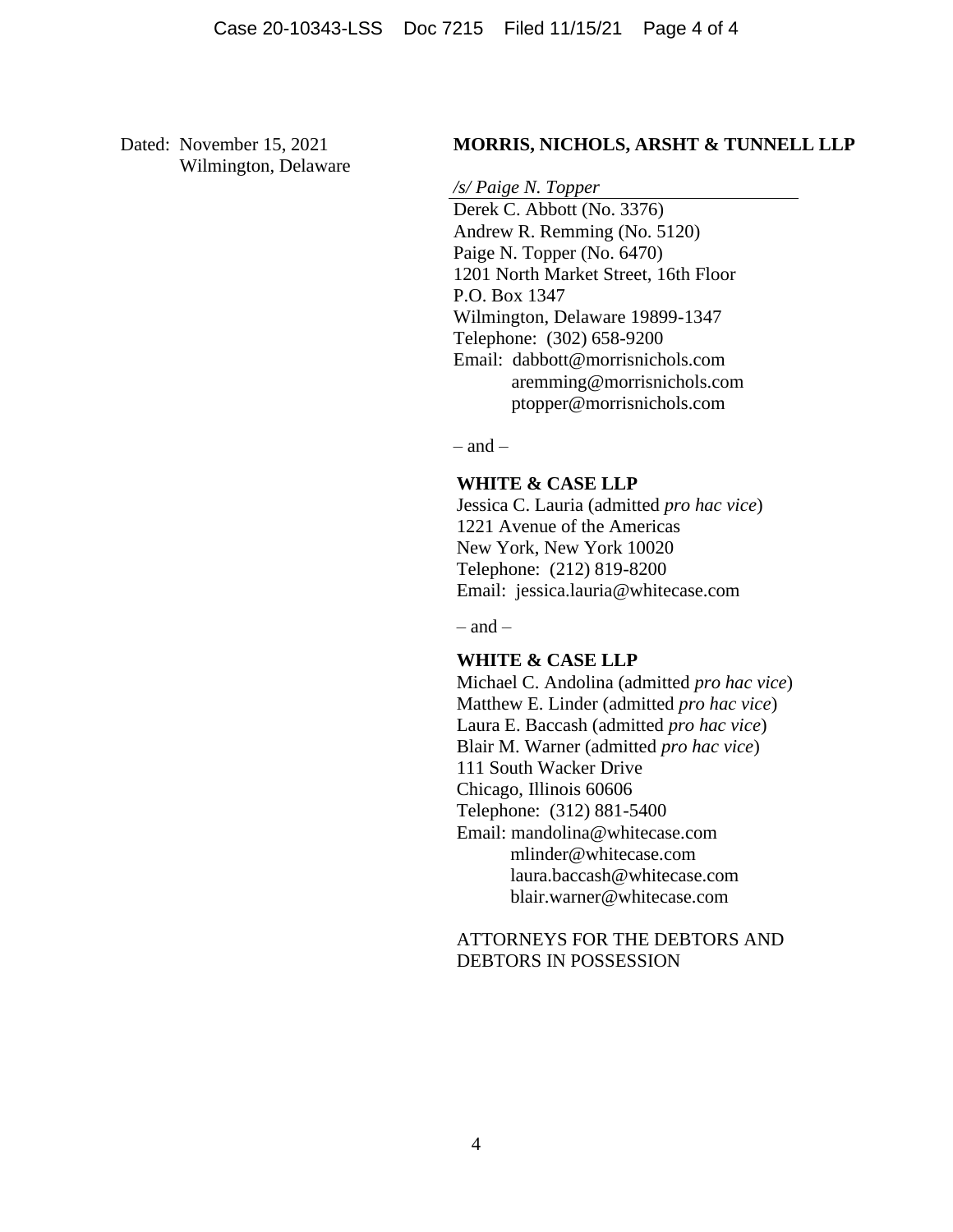Dated: November 15, 2021
Wilmington, Delaware

**MORRIS, NICHOLS, ARSHT & TUNNELL LLP**

*/s/ Paige N. Topper*

Derek C. Abbott (No. 3376)
Andrew R. Remming (No. 5120)
Paige N. Topper (No. 6470)
1201 North Market Street, 16th Floor
P.O. Box 1347
Wilmington, Delaware 19899-1347
Telephone: (302) 658-9200
Email: dabbott@morrisnichols.com
aremming@morrisnichols.com
ptopper@morrisnichols.com

– and –

**WHITE & CASE LLP**
Jessica C. Lauria (admitted *pro hac vice*)
1221 Avenue of the Americas
New York, New York 10020
Telephone: (212) 819-8200
Email: jessica.lauria@whitecase.com

– and –

**WHITE & CASE LLP**
Michael C. Andolina (admitted *pro hac vice*)
Matthew E. Linder (admitted *pro hac vice*)
Laura E. Baccash (admitted *pro hac vice*)
Blair M. Warner (admitted *pro hac vice*)
111 South Wacker Drive
Chicago, Illinois 60606
Telephone: (312) 881-5400
Email: mandolina@whitecase.com
mlinder@whitecase.com
laura.baccash@whitecase.com
blair.warner@whitecase.com

ATTORNEYS FOR THE DEBTORS AND DEBTORS IN POSSESSION